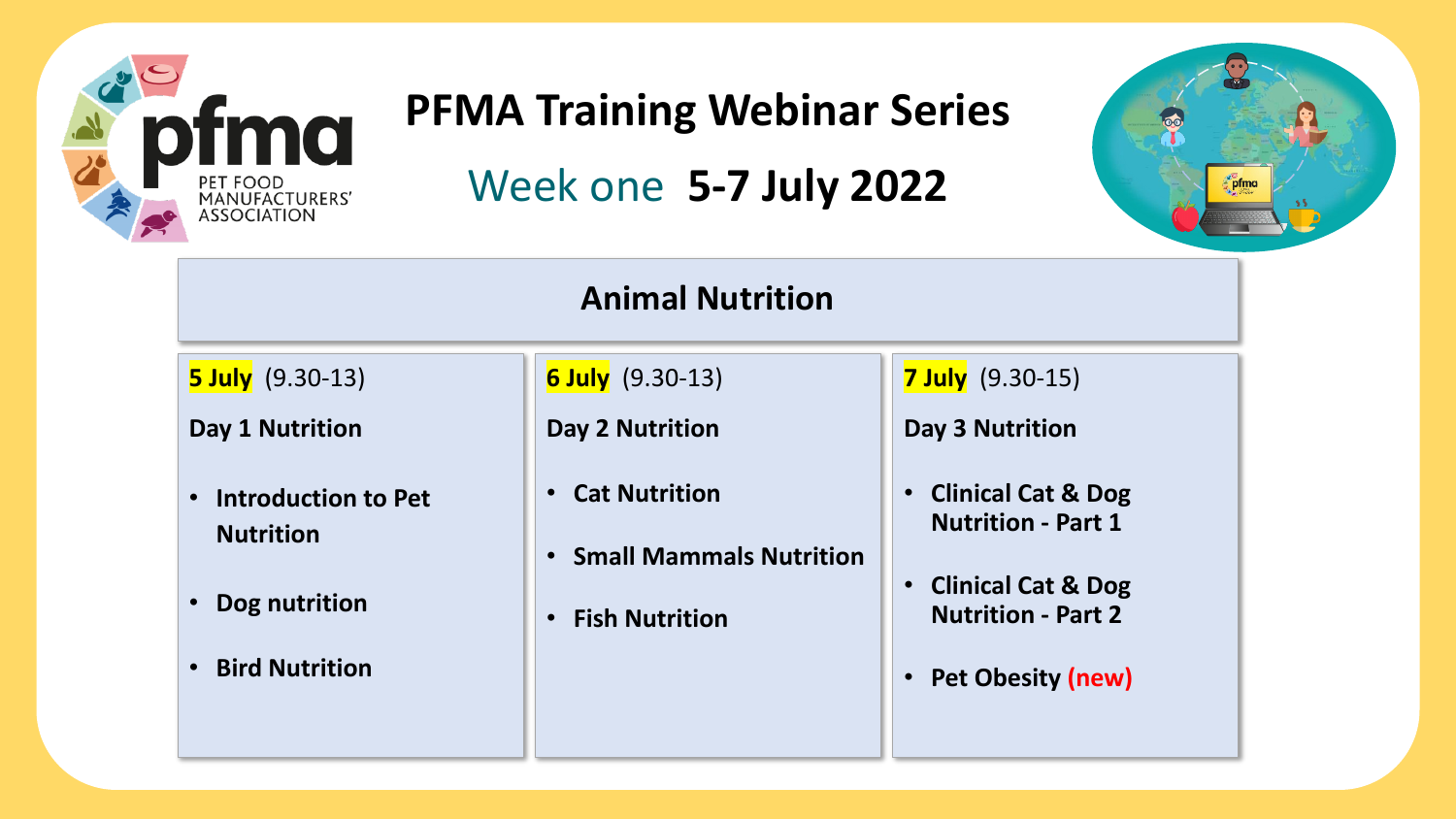# PFMA Training Webinar Series

## Week one **5-7 July 2022**

### Animal Nutrition

**5 July** (9.30-13)

**Day 1 Nutrition**

- **Introduction to Pet Nutrition**
- **Dog nutrition**
- **Bird Nutrition**

**6 July** (9.30-13)

**Day 2 Nutrition**

- **Cat Nutrition**
- **Small Mammals Nutrition**
- **Fish Nutrition**

**7 July** (9.30-15)

**Day 3 Nutrition**

- **Clinical Cat & Dog Nutrition - Part 1**
- **Clinical Cat & Dog Nutrition - Part 2**
- **Pet Obesity (new)**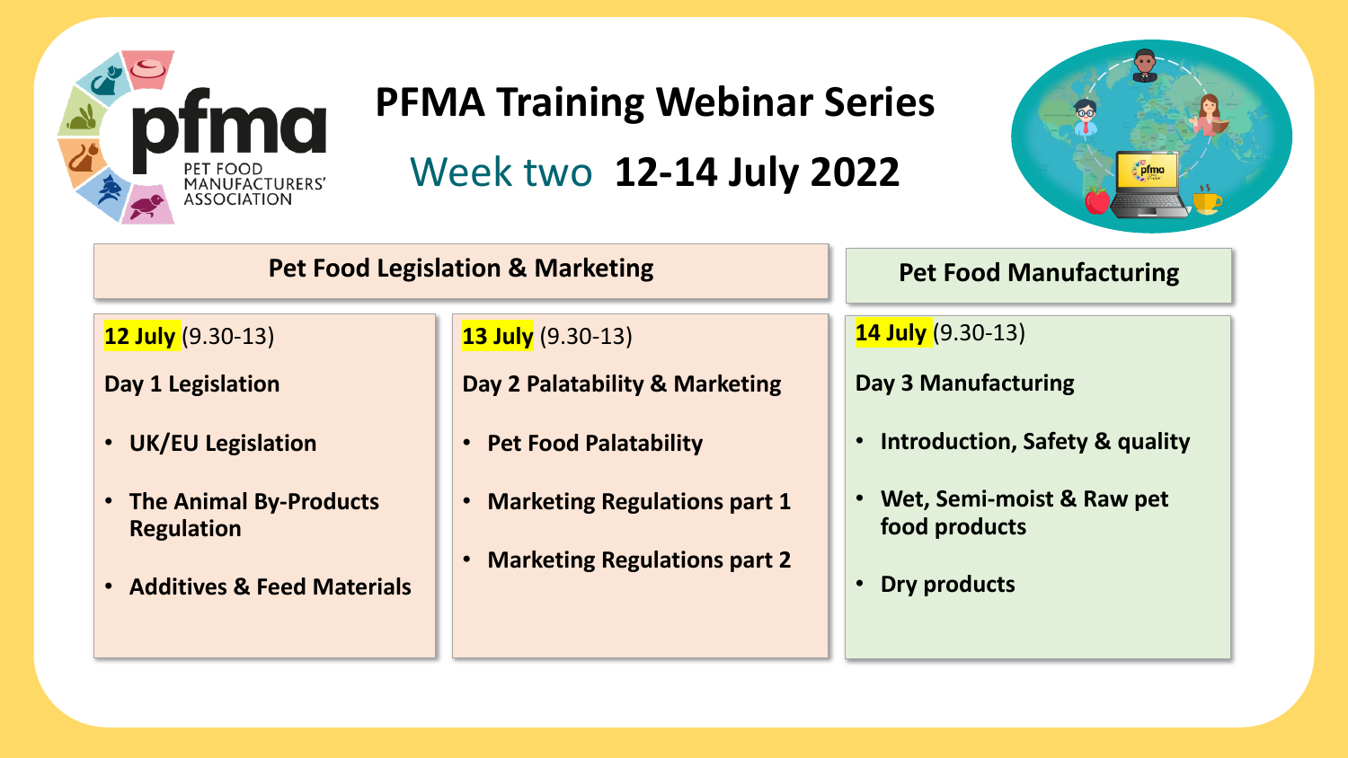# PFMA Training Webinar Series

## Week two **12-14 July 2022**

### Pet Food Legislation & Marketing

**12 July** (9.30-13)

**Day 1 Legislation**

- **UK/EU Legislation**
- **The Animal By-Products Regulation**
- **Additives & Feed Materials**

**13 July** (9.30-13)

**Day 2 Palatability & Marketing**

- **Pet Food Palatability**
- **Marketing Regulations part 1**
- **Marketing Regulations part 2**

### Pet Food Manufacturing

**14 July** (9.30-13)

**Day 3 Manufacturing**

- **Introduction, Safety & quality**
- **Wet, Semi-moist & Raw pet food products**
- **Dry products**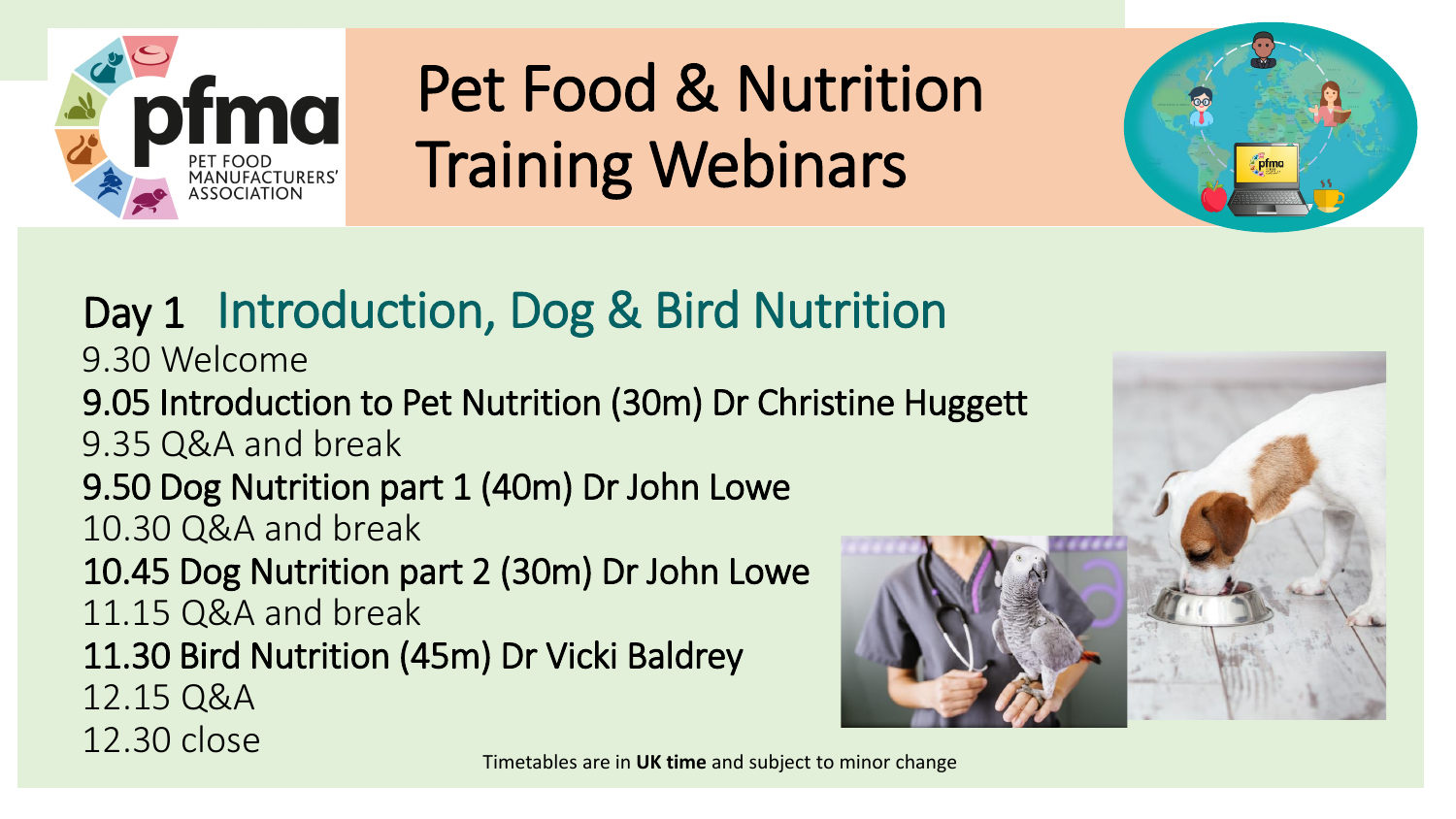# Pet Food & Nutrition Training Webinars

PET FOOD MANUFACTURERS' ASSOCIATION

## Day 1 Introduction, Dog & Bird Nutrition

9.30 Welcome

**9.05 Introduction to Pet Nutrition (30m) Dr Christine Huggett**

9.35 Q&A and break

**9.50 Dog Nutrition part 1 (40m) Dr John Lowe**

10.30 Q&A and break

**10.45 Dog Nutrition part 2 (30m) Dr John Lowe**

11.15 Q&A and break

**11.30 Bird Nutrition (45m) Dr Vicki Baldrey**

12.15 Q&A

12.30 close

Timetables are in **UK time** and subject to minor change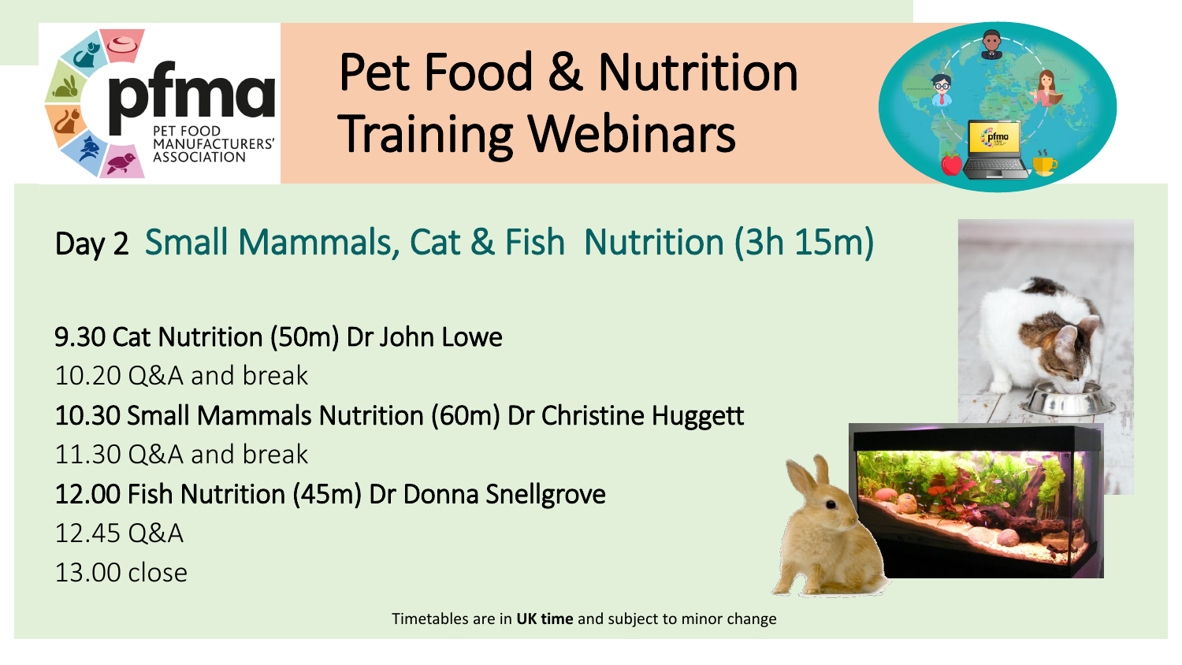# Pet Food & Nutrition Training Webinars

PET FOOD MANUFACTURERS' ASSOCIATION

## Day 2 Small Mammals, Cat & Fish Nutrition (3h 15m)

9.30 Cat Nutrition (50m) Dr John Lowe

10.20 Q&A and break

10.30 Small Mammals Nutrition (60m) Dr Christine Huggett

11.30 Q&A and break

12.00 Fish Nutrition (45m) Dr Donna Snellgrove

12.45 Q&A

13.00 close

Timetables are in **UK time** and subject to minor change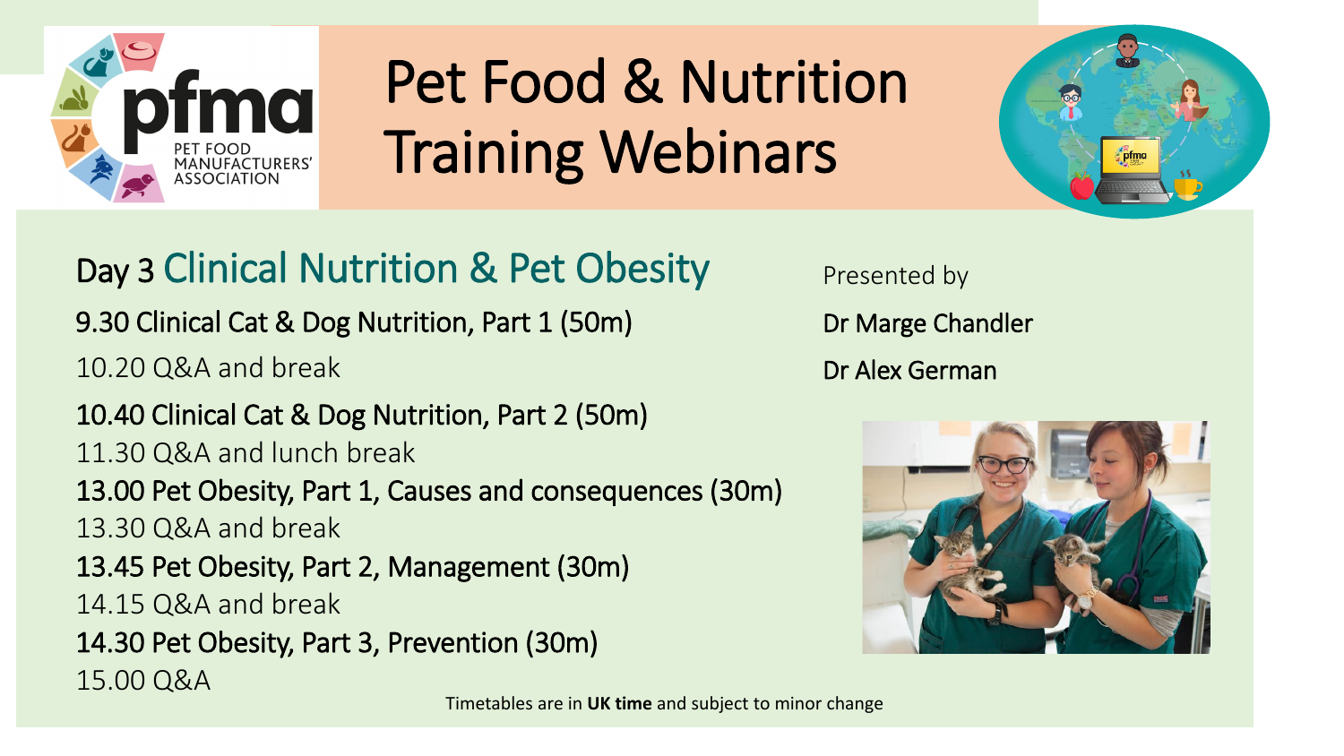# Pet Food & Nutrition Training Webinars

PET FOOD MANUFACTURERS' ASSOCIATION

## Day 3 Clinical Nutrition & Pet Obesity

9.30 Clinical Cat & Dog Nutrition, Part 1 (50m)

10.20 Q&A and break

10.40 Clinical Cat & Dog Nutrition, Part 2 (50m)

11.30 Q&A and lunch break

13.00 Pet Obesity, Part 1, Causes and consequences (30m)

13.30 Q&A and break

13.45 Pet Obesity, Part 2, Management (30m)

14.15 Q&A and break

14.30 Pet Obesity, Part 3, Prevention (30m)

15.00 Q&A

Presented by

Dr Marge Chandler

Dr Alex German

Timetables are in **UK time** and subject to minor change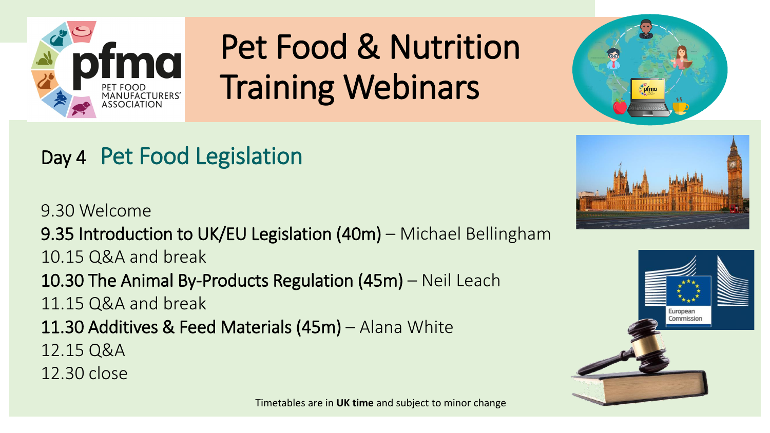# Pet Food & Nutrition Training Webinars

## Day 4 Pet Food Legislation

9.30 Welcome

9.35 Introduction to UK/EU Legislation (40m) – Michael Bellingham

10.15 Q&A and break

10.30 The Animal By-Products Regulation (45m) – Neil Leach

11.15 Q&A and break

11.30 Additives & Feed Materials (45m) – Alana White

12.15 Q&A

12.30 close

Timetables are in **UK time** and subject to minor change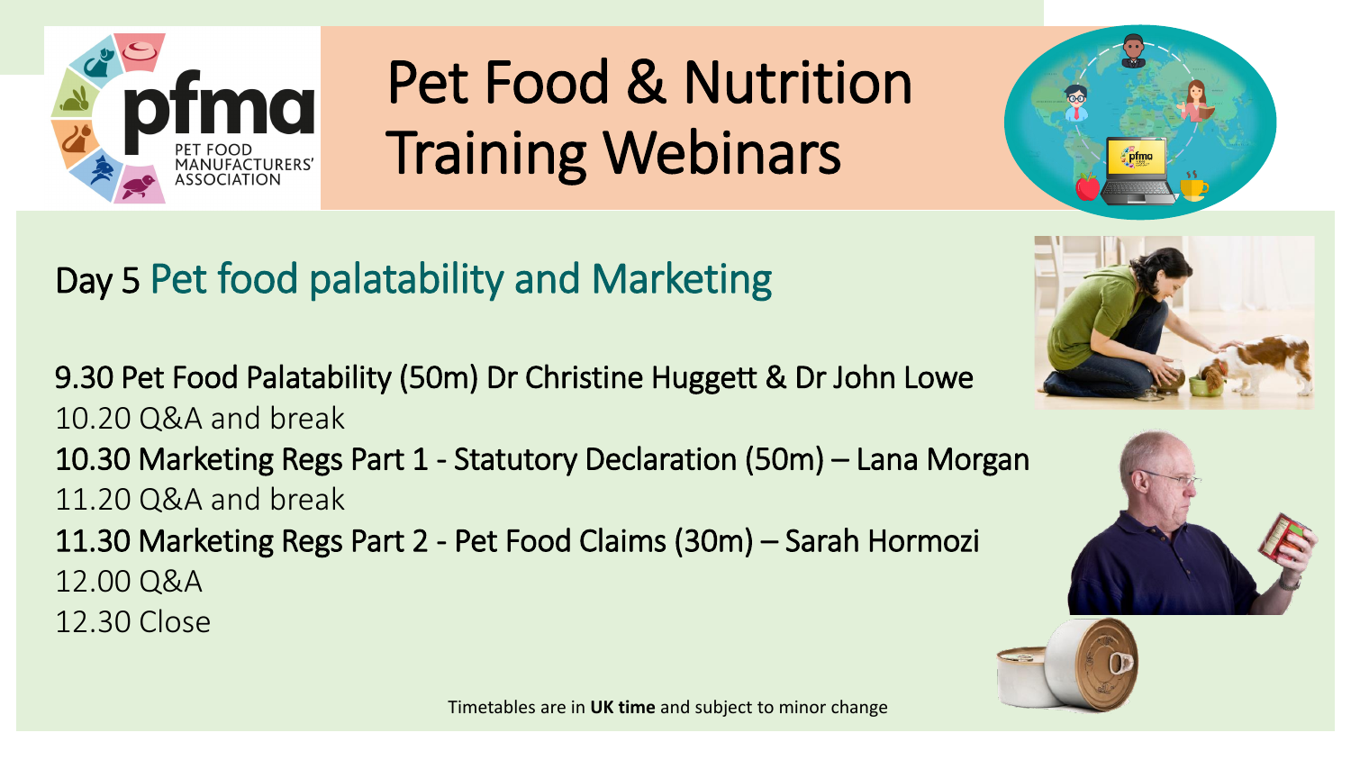PET FOOD MANUFACTURERS' ASSOCIATION

# Pet Food & Nutrition Training Webinars

## Day 5 Pet food palatability and Marketing

9.30 Pet Food Palatability (50m) Dr Christine Huggett & Dr John Lowe

10.20 Q&A and break

10.30 Marketing Regs Part 1 - Statutory Declaration (50m) – Lana Morgan

11.20 Q&A and break

11.30 Marketing Regs Part 2 - Pet Food Claims (30m) – Sarah Hormozi

12.00 Q&A

12.30 Close

Timetables are in **UK time** and subject to minor change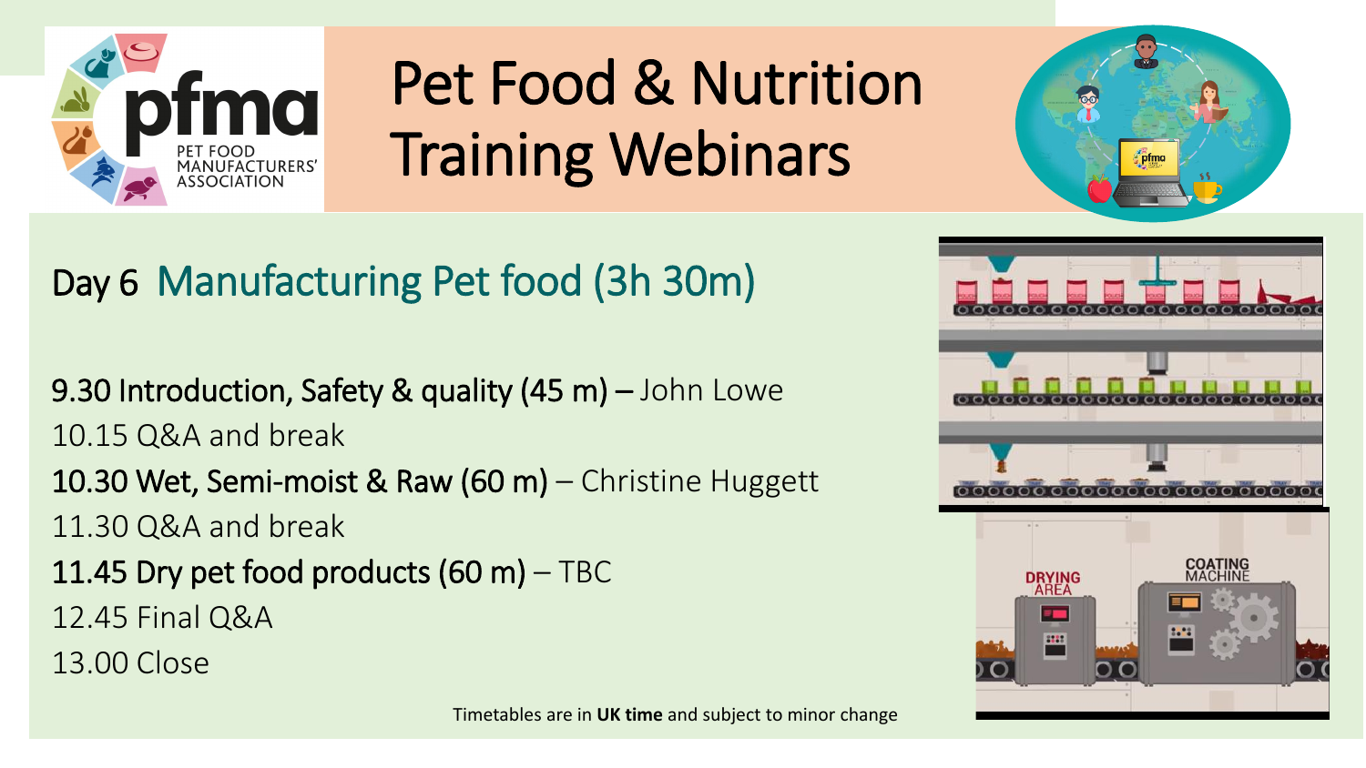# Pet Food & Nutrition Training Webinars

## Day 6 Manufacturing Pet food (3h 30m)

**9.30 Introduction, Safety & quality (45 m) –** John Lowe

10.15 Q&A and break

**10.30 Wet, Semi-moist & Raw (60 m)** – Christine Huggett

11.30 Q&A and break

**11.45 Dry pet food products (60 m)** – TBC

12.45 Final Q&A

13.00 Close

Timetables are in **UK time** and subject to minor change